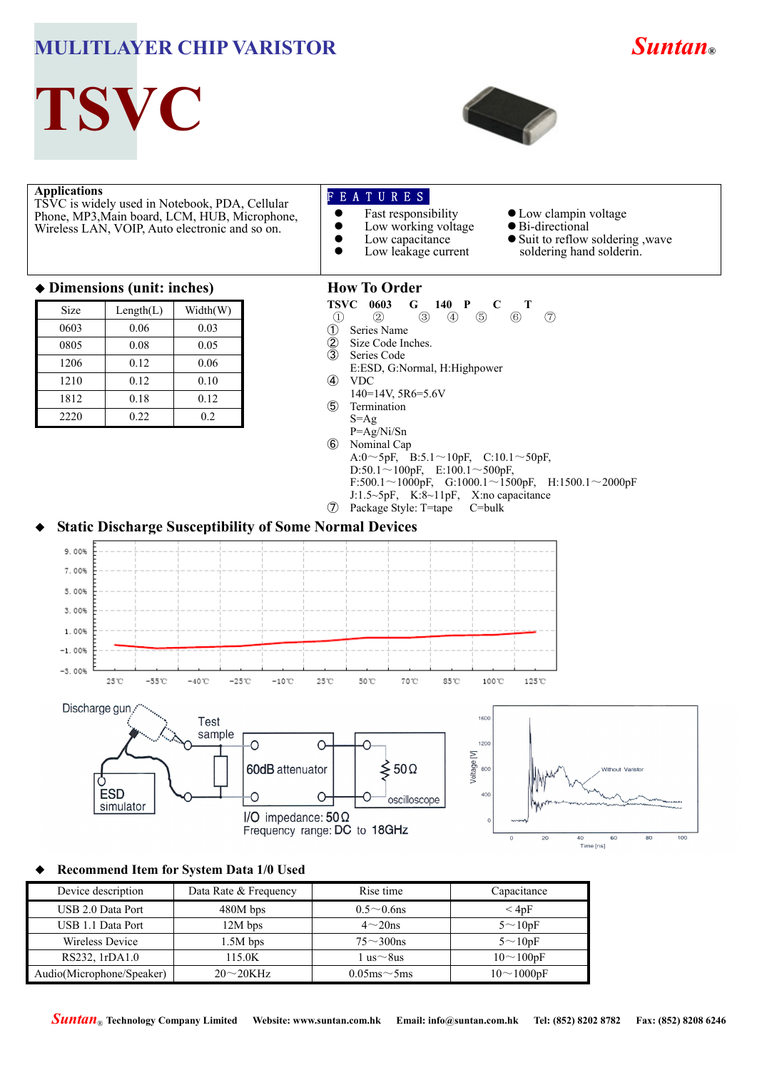# MULITLAYER CHIP VARISTOR

**Suntan®**

# TSVC

## Applications

TSVC is widely used in Notebook, PDA, Cellular Phone, MP3,Main board, LCM, HUB, Microphone, Wireless LAN, VOIP, Auto electronic and so on.

## FEATURES

- Fast responsibility
- Low working voltage
- Low capacitance
- Low leakage current
- Low clampin voltage
- Bi-directional
- Suit to reflow soldering ,wave soldering hand solderin.

## ◆ Dimensions (unit: inches)

| Size | Length(L) | Width(W) |
|---|---|---|
| 0603 | 0.06 | 0.03 |
| 0805 | 0.08 | 0.05 |
| 1206 | 0.12 | 0.06 |
| 1210 | 0.12 | 0.10 |
| 1812 | 0.18 | 0.12 |
| 2220 | 0.22 | 0.2 |

## How To Order

**TSVC 0603 G 140 P C T**

① ② ③ ④ ⑤ ⑥ ⑦

① Series Name

② Size Code Inches.

③ Series Code
E:ESD, G:Normal, H:Highpower

④ VDC
140=14V, 5R6=5.6V

⑤ Termination
S=Ag
P=Ag/Ni/Sn

⑥ Nominal Cap
A:0～5pF, B:5.1～10pF, C:10.1～50pF,
D:50.1～100pF, E:100.1～500pF,
F:500.1～1000pF, G:1000.1～1500pF, H:1500.1～2000pF
J:1.5~5pF, K:8~11pF, X:no capacitance

⑦ Package Style: T=tape C=bulk

## ◆ Static Discharge Susceptibility of Some Normal Devices

## ◆ Recommend Item for System Data 1/0 Used

| Device description | Data Rate & Frequency | Rise time | Capacitance |
|---|---|---|---|
| USB 2.0 Data Port | 480M bps | 0.5～0.6ns | ＜4pF |
| USB 1.1 Data Port | 12M bps | 4～20ns | 5～10pF |
| Wireless Device | 1.5M bps | 75～300ns | 5～10pF |
| RS232, 1rDA1.0 | 115.0K | 1 us～8us | 10～100pF |
| Audio(Microphone/Speaker) | 20～20KHz | 0.05ms～5ms | 10～1000pF |

Suntan® Technology Company Limited Website: www.suntan.com.hk Email: info@suntan.com.hk Tel: (852) 8202 8782 Fax: (852) 8208 6246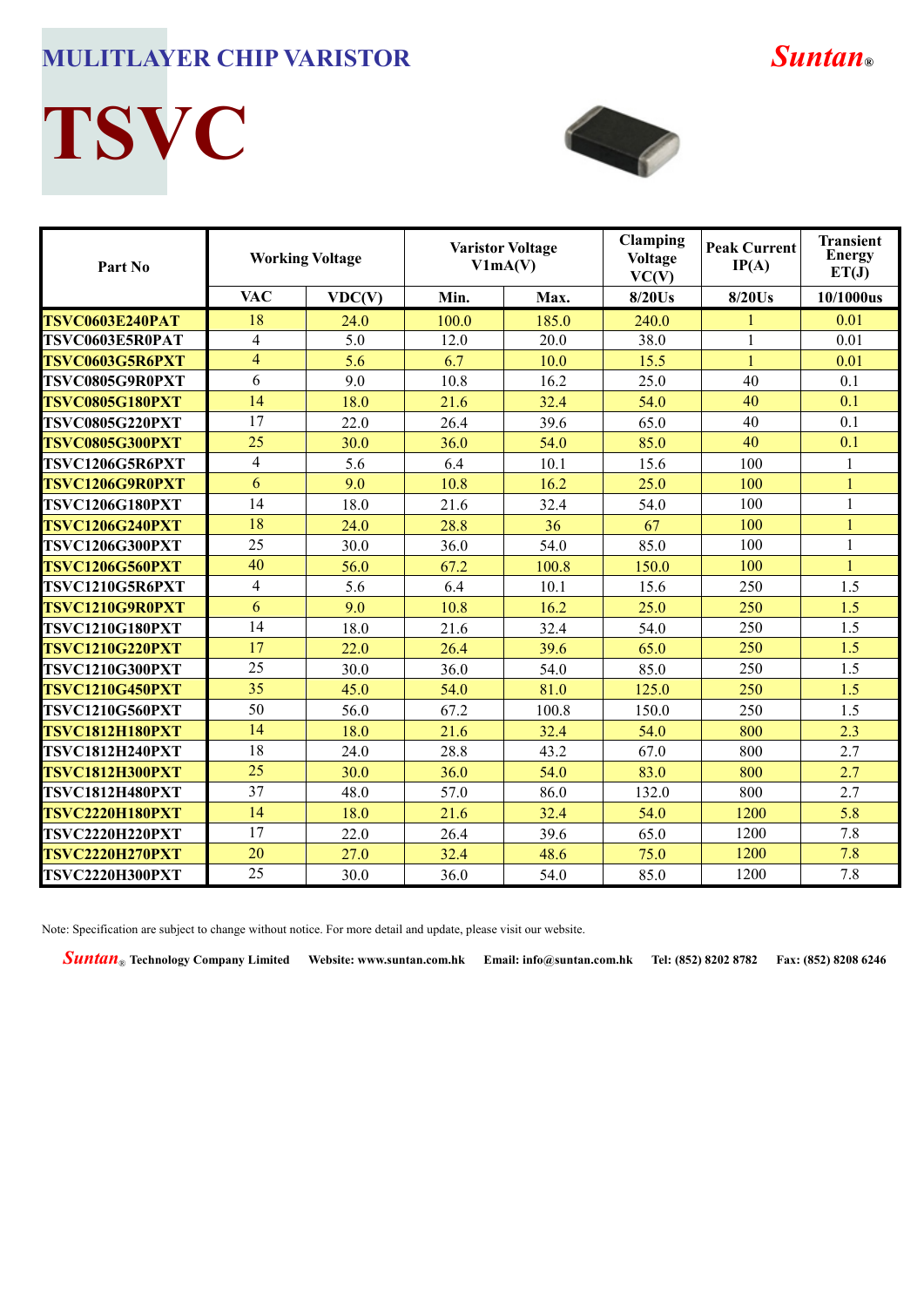## MULITLAYER CHIP VARISTOR

**Suntan®**

# TSVC

| Part No | Working Voltage | | Varistor Voltage V1mA(V) | | Clamping Voltage VC(V) | Peak Current IP(A) | Transient Energy ET(J) |
|---|---|---|---|---|---|---|---|
| | VAC | VDC(V) | Min. | Max. | 8/20Us | 8/20Us | 10/1000us |
| TSVC0603E240PAT | 18 | 24.0 | 100.0 | 185.0 | 240.0 | 1 | 0.01 |
| TSVC0603E5R0PAT | 4 | 5.0 | 12.0 | 20.0 | 38.0 | 1 | 0.01 |
| TSVC0603G5R6PXT | 4 | 5.6 | 6.7 | 10.0 | 15.5 | 1 | 0.01 |
| TSVC0805G9R0PXT | 6 | 9.0 | 10.8 | 16.2 | 25.0 | 40 | 0.1 |
| TSVC0805G180PXT | 14 | 18.0 | 21.6 | 32.4 | 54.0 | 40 | 0.1 |
| TSVC0805G220PXT | 17 | 22.0 | 26.4 | 39.6 | 65.0 | 40 | 0.1 |
| TSVC0805G300PXT | 25 | 30.0 | 36.0 | 54.0 | 85.0 | 40 | 0.1 |
| TSVC1206G5R6PXT | 4 | 5.6 | 6.4 | 10.1 | 15.6 | 100 | 1 |
| TSVC1206G9R0PXT | 6 | 9.0 | 10.8 | 16.2 | 25.0 | 100 | 1 |
| TSVC1206G180PXT | 14 | 18.0 | 21.6 | 32.4 | 54.0 | 100 | 1 |
| TSVC1206G240PXT | 18 | 24.0 | 28.8 | 36 | 67 | 100 | 1 |
| TSVC1206G300PXT | 25 | 30.0 | 36.0 | 54.0 | 85.0 | 100 | 1 |
| TSVC1206G560PXT | 40 | 56.0 | 67.2 | 100.8 | 150.0 | 100 | 1 |
| TSVC1210G5R6PXT | 4 | 5.6 | 6.4 | 10.1 | 15.6 | 250 | 1.5 |
| TSVC1210G9R0PXT | 6 | 9.0 | 10.8 | 16.2 | 25.0 | 250 | 1.5 |
| TSVC1210G180PXT | 14 | 18.0 | 21.6 | 32.4 | 54.0 | 250 | 1.5 |
| TSVC1210G220PXT | 17 | 22.0 | 26.4 | 39.6 | 65.0 | 250 | 1.5 |
| TSVC1210G300PXT | 25 | 30.0 | 36.0 | 54.0 | 85.0 | 250 | 1.5 |
| TSVC1210G450PXT | 35 | 45.0 | 54.0 | 81.0 | 125.0 | 250 | 1.5 |
| TSVC1210G560PXT | 50 | 56.0 | 67.2 | 100.8 | 150.0 | 250 | 1.5 |
| TSVC1812H180PXT | 14 | 18.0 | 21.6 | 32.4 | 54.0 | 800 | 2.3 |
| TSVC1812H240PXT | 18 | 24.0 | 28.8 | 43.2 | 67.0 | 800 | 2.7 |
| TSVC1812H300PXT | 25 | 30.0 | 36.0 | 54.0 | 83.0 | 800 | 2.7 |
| TSVC1812H480PXT | 37 | 48.0 | 57.0 | 86.0 | 132.0 | 800 | 2.7 |
| TSVC2220H180PXT | 14 | 18.0 | 21.6 | 32.4 | 54.0 | 1200 | 5.8 |
| TSVC2220H220PXT | 17 | 22.0 | 26.4 | 39.6 | 65.0 | 1200 | 7.8 |
| TSVC2220H270PXT | 20 | 27.0 | 32.4 | 48.6 | 75.0 | 1200 | 7.8 |
| TSVC2220H300PXT | 25 | 30.0 | 36.0 | 54.0 | 85.0 | 1200 | 7.8 |

Note: Specification are subject to change without notice. For more detail and update, please visit our website.

**Suntan® Technology Company Limited** **Website: www.suntan.com.hk** **Email: info@suntan.com.hk** **Tel: (852) 8202 8782** **Fax: (852) 8208 6246**